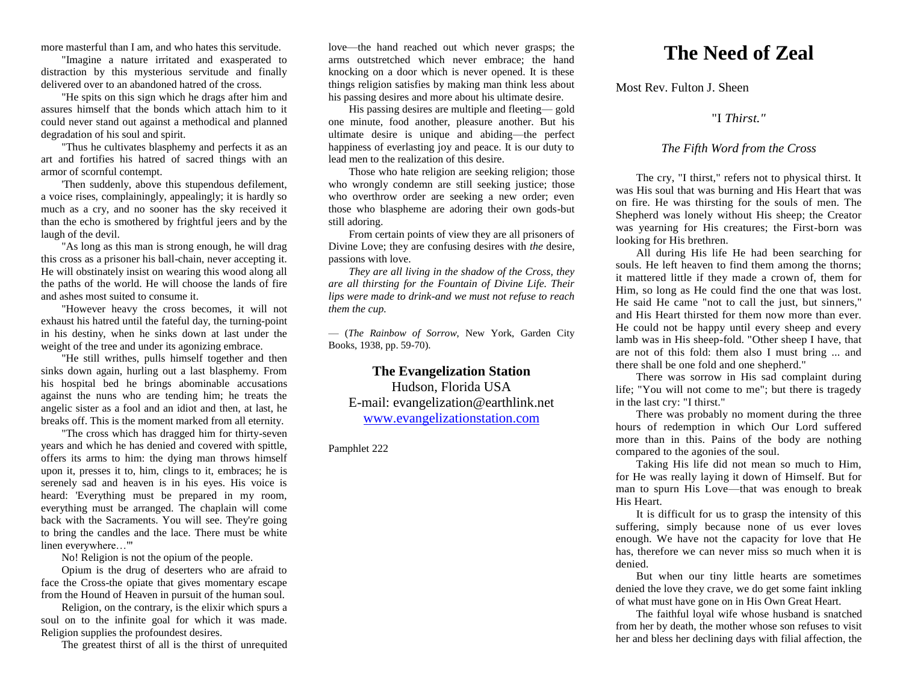more masterful than I am, and who hates this servitude.

"Imagine a nature irritated and exasperated to distraction by this mysterious servitude and finally delivered over to an abandoned hatred of the cross.

"He spits on this sign which he drags after him and assures himself that the bonds which attach him to it could never stand out against a methodical and planned degradation of his soul and spirit.

"Thus he cultivates blasphemy and perfects it as an art and fortifies his hatred of sacred things with an armor of scornful contempt.

'Then suddenly, above this stupendous defilement, a voice rises, complainingly, appealingly; it is hardly so much as a cry, and no sooner has the sky received it than the echo is smothered by frightful jeers and by the laugh of the devil.

"As long as this man is strong enough, he will drag this cross as a prisoner his ball-chain, never accepting it. He will obstinately insist on wearing this wood along all the paths of the world. He will choose the lands of fire and ashes most suited to consume it.

"However heavy the cross becomes, it will not exhaust his hatred until the fateful day, the turning-point in his destiny, when he sinks down at last under the weight of the tree and under its agonizing embrace.

"He still writhes, pulls himself together and then sinks down again, hurling out a last blasphemy. From his hospital bed he brings abominable accusations against the nuns who are tending him; he treats the angelic sister as a fool and an idiot and then, at last, he breaks off. This is the moment marked from all eternity.

"The cross which has dragged him for thirty-seven years and which he has denied and covered with spittle, offers its arms to him: the dying man throws himself upon it, presses it to, him, clings to it, embraces; he is serenely sad and heaven is in his eyes. His voice is heard: 'Everything must be prepared in my room, everything must be arranged. The chaplain will come back with the Sacraments. You will see. They're going to bring the candles and the lace. There must be white linen everywhere…'"

No! Religion is not the opium of the people.

Opium is the drug of deserters who are afraid to face the Cross-the opiate that gives momentary escape from the Hound of Heaven in pursuit of the human soul.

Religion, on the contrary, is the elixir which spurs a soul on to the infinite goal for which it was made. Religion supplies the profoundest desires.

The greatest thirst of all is the thirst of unrequited love—the hand reached out which never grasps; the arms outstretched which never embrace; the hand knocking on a door which is never opened. It is these things religion satisfies by making man think less about his passing desires and more about his ultimate desire.

His passing desires are multiple and fleeting— gold one minute, food another, pleasure another. But his ultimate desire is unique and abiding—the perfect happiness of everlasting joy and peace. It is our duty to lead men to the realization of this desire.

Those who hate religion are seeking religion; those who wrongly condemn are still seeking justice; those who overthrow order are seeking a new order; even those who blaspheme are adoring their own gods-but still adoring.

From certain points of view they are all prisoners of Divine Love; they are confusing desires with *the* desire, passions with love.

*They are all living in the shadow of the Cross, they are all thirsting for the Fountain of Divine Life. Their lips were made to drink-and we must not refuse to reach them the cup.*

— (*The Rainbow of Sorrow*, New York, Garden City Books, 1938, pp. 59-70).

**The Evangelization Station**
Hudson, Florida USA
E-mail: evangelization@earthlink.net
www.evangelizationstation.com

Pamphlet 222

# The Need of Zeal

Most Rev. Fulton J. Sheen

"I *Thirst."*

*The Fifth Word from the Cross*

The cry, "I thirst," refers not to physical thirst. It was His soul that was burning and His Heart that was on fire. He was thirsting for the souls of men. The Shepherd was lonely without His sheep; the Creator was yearning for His creatures; the First-born was looking for His brethren.

All during His life He had been searching for souls. He left heaven to find them among the thorns; it mattered little if they made a crown of, them for Him, so long as He could find the one that was lost. He said He came "not to call the just, but sinners," and His Heart thirsted for them now more than ever. He could not be happy until every sheep and every lamb was in His sheep-fold. "Other sheep I have, that are not of this fold: them also I must bring ... and there shall be one fold and one shepherd."

There was sorrow in His sad complaint during life; "You will not come to me"; but there is tragedy in the last cry: "I thirst."

There was probably no moment during the three hours of redemption in which Our Lord suffered more than in this. Pains of the body are nothing compared to the agonies of the soul.

Taking His life did not mean so much to Him, for He was really laying it down of Himself. But for man to spurn His Love—that was enough to break His Heart.

It is difficult for us to grasp the intensity of this suffering, simply because none of us ever loves enough. We have not the capacity for love that He has, therefore we can never miss so much when it is denied.

But when our tiny little hearts are sometimes denied the love they crave, we do get some faint inkling of what must have gone on in His Own Great Heart.

The faithful loyal wife whose husband is snatched from her by death, the mother whose son refuses to visit her and bless her declining days with filial affection, the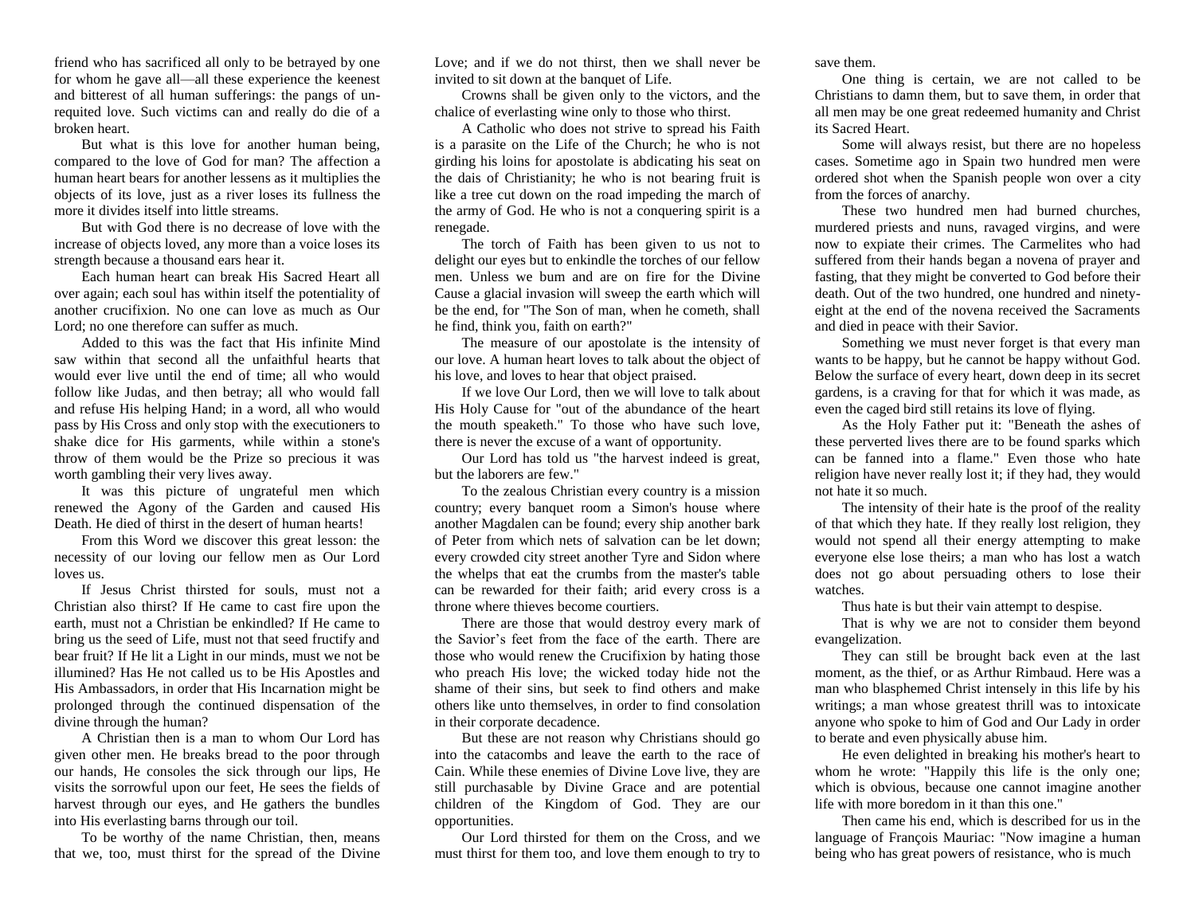friend who has sacrificed all only to be betrayed by one for whom he gave all—all these experience the keenest and bitterest of all human sufferings: the pangs of unrequited love. Such victims can and really do die of a broken heart.

But what is this love for another human being, compared to the love of God for man? The affection a human heart bears for another lessens as it multiplies the objects of its love, just as a river loses its fullness the more it divides itself into little streams.

But with God there is no decrease of love with the increase of objects loved, any more than a voice loses its strength because a thousand ears hear it.

Each human heart can break His Sacred Heart all over again; each soul has within itself the potentiality of another crucifixion. No one can love as much as Our Lord; no one therefore can suffer as much.

Added to this was the fact that His infinite Mind saw within that second all the unfaithful hearts that would ever live until the end of time; all who would follow like Judas, and then betray; all who would fall and refuse His helping Hand; in a word, all who would pass by His Cross and only stop with the executioners to shake dice for His garments, while within a stone's throw of them would be the Prize so precious it was worth gambling their very lives away.

It was this picture of ungrateful men which renewed the Agony of the Garden and caused His Death. He died of thirst in the desert of human hearts!

From this Word we discover this great lesson: the necessity of our loving our fellow men as Our Lord loves us.

If Jesus Christ thirsted for souls, must not a Christian also thirst? If He came to cast fire upon the earth, must not a Christian be enkindled? If He came to bring us the seed of Life, must not that seed fructify and bear fruit? If He lit a Light in our minds, must we not be illumined? Has He not called us to be His Apostles and His Ambassadors, in order that His Incarnation might be prolonged through the continued dispensation of the divine through the human?

A Christian then is a man to whom Our Lord has given other men. He breaks bread to the poor through our hands, He consoles the sick through our lips, He visits the sorrowful upon our feet, He sees the fields of harvest through our eyes, and He gathers the bundles into His everlasting barns through our toil.

To be worthy of the name Christian, then, means that we, too, must thirst for the spread of the Divine Love; and if we do not thirst, then we shall never be invited to sit down at the banquet of Life.

Crowns shall be given only to the victors, and the chalice of everlasting wine only to those who thirst.

A Catholic who does not strive to spread his Faith is a parasite on the Life of the Church; he who is not girding his loins for apostolate is abdicating his seat on the dais of Christianity; he who is not bearing fruit is like a tree cut down on the road impeding the march of the army of God. He who is not a conquering spirit is a renegade.

The torch of Faith has been given to us not to delight our eyes but to enkindle the torches of our fellow men. Unless we bum and are on fire for the Divine Cause a glacial invasion will sweep the earth which will be the end, for "The Son of man, when he cometh, shall he find, think you, faith on earth?"

The measure of our apostolate is the intensity of our love. A human heart loves to talk about the object of his love, and loves to hear that object praised.

If we love Our Lord, then we will love to talk about His Holy Cause for "out of the abundance of the heart the mouth speaketh." To those who have such love, there is never the excuse of a want of opportunity.

Our Lord has told us "the harvest indeed is great, but the laborers are few."

To the zealous Christian every country is a mission country; every banquet room a Simon's house where another Magdalen can be found; every ship another bark of Peter from which nets of salvation can be let down; every crowded city street another Tyre and Sidon where the whelps that eat the crumbs from the master's table can be rewarded for their faith; arid every cross is a throne where thieves become courtiers.

There are those that would destroy every mark of the Savior's feet from the face of the earth. There are those who would renew the Crucifixion by hating those who preach His love; the wicked today hide not the shame of their sins, but seek to find others and make others like unto themselves, in order to find consolation in their corporate decadence.

But these are not reason why Christians should go into the catacombs and leave the earth to the race of Cain. While these enemies of Divine Love live, they are still purchasable by Divine Grace and are potential children of the Kingdom of God. They are our opportunities.

Our Lord thirsted for them on the Cross, and we must thirst for them too, and love them enough to try to save them.

One thing is certain, we are not called to be Christians to damn them, but to save them, in order that all men may be one great redeemed humanity and Christ its Sacred Heart.

Some will always resist, but there are no hopeless cases. Sometime ago in Spain two hundred men were ordered shot when the Spanish people won over a city from the forces of anarchy.

These two hundred men had burned churches, murdered priests and nuns, ravaged virgins, and were now to expiate their crimes. The Carmelites who had suffered from their hands began a novena of prayer and fasting, that they might be converted to God before their death. Out of the two hundred, one hundred and ninety-eight at the end of the novena received the Sacraments and died in peace with their Savior.

Something we must never forget is that every man wants to be happy, but he cannot be happy without God. Below the surface of every heart, down deep in its secret gardens, is a craving for that for which it was made, as even the caged bird still retains its love of flying.

As the Holy Father put it: "Beneath the ashes of these perverted lives there are to be found sparks which can be fanned into a flame." Even those who hate religion have never really lost it; if they had, they would not hate it so much.

The intensity of their hate is the proof of the reality of that which they hate. If they really lost religion, they would not spend all their energy attempting to make everyone else lose theirs; a man who has lost a watch does not go about persuading others to lose their watches.

Thus hate is but their vain attempt to despise.

That is why we are not to consider them beyond evangelization.

They can still be brought back even at the last moment, as the thief, or as Arthur Rimbaud. Here was a man who blasphemed Christ intensely in this life by his writings; a man whose greatest thrill was to intoxicate anyone who spoke to him of God and Our Lady in order to berate and even physically abuse him.

He even delighted in breaking his mother's heart to whom he wrote: "Happily this life is the only one; which is obvious, because one cannot imagine another life with more boredom in it than this one."

Then came his end, which is described for us in the language of François Mauriac: "Now imagine a human being who has great powers of resistance, who is much